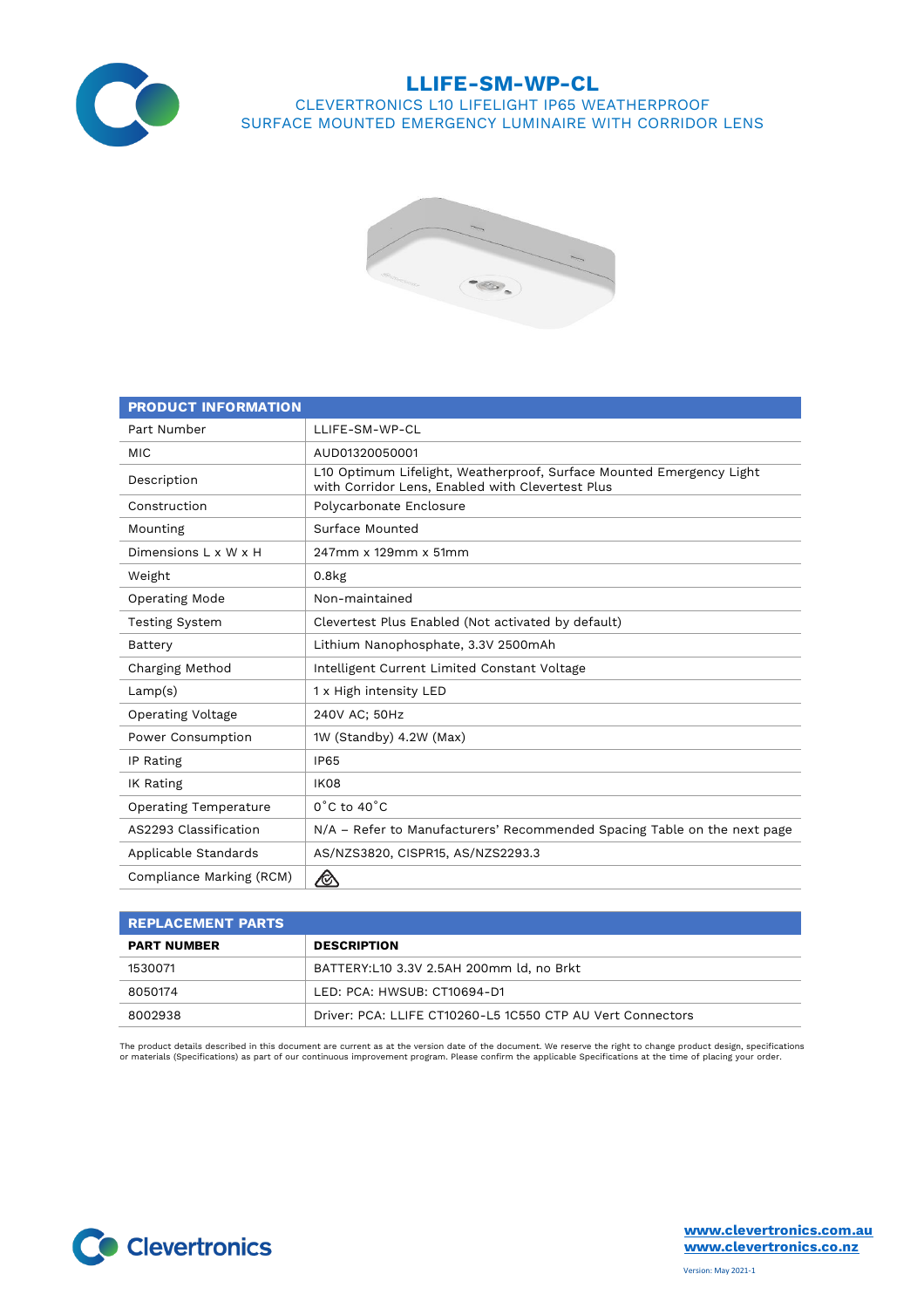# LLIFE-SM-WP-CL

## CLEVERTRONICS L10 LIFELIGHT IP65 WEATHERPROOF SURFACE MOUNTED EMERGENCY LUMINAIRE WITH CORRIDOR LENS

| PRODUCT INFORMATION | |
|---|---|
| Part Number | LLIFE-SM-WP-CL |
| MIC | AUD01320050001 |
| Description | L10 Optimum Lifelight, Weatherproof, Surface Mounted Emergency Light with Corridor Lens, Enabled with Clevertest Plus |
| Construction | Polycarbonate Enclosure |
| Mounting | Surface Mounted |
| Dimensions L x W x H | 247mm x 129mm x 51mm |
| Weight | 0.8kg |
| Operating Mode | Non-maintained |
| Testing System | Clevertest Plus Enabled (Not activated by default) |
| Battery | Lithium Nanophosphate, 3.3V 2500mAh |
| Charging Method | Intelligent Current Limited Constant Voltage |
| Lamp(s) | 1 x High intensity LED |
| Operating Voltage | 240V AC; 50Hz |
| Power Consumption | 1W (Standby) 4.2W (Max) |
| IP Rating | IP65 |
| IK Rating | IK08 |
| Operating Temperature | 0˚C to 40˚C |
| AS2293 Classification | N/A – Refer to Manufacturers' Recommended Spacing Table on the next page |
| Applicable Standards | AS/NZS3820, CISPR15, AS/NZS2293.3 |
| Compliance Marking (RCM) | |

| REPLACEMENT PARTS | |
|---|---|
| **PART NUMBER** | **DESCRIPTION** |
| 1530071 | BATTERY:L10 3.3V 2.5AH 200mm ld, no Brkt |
| 8050174 | LED: PCA: HWSUB: CT10694-D1 |
| 8002938 | Driver: PCA: LLIFE CT10260-L5 1C550 CTP AU Vert Connectors |

The product details described in this document are current as at the version date of the document. We reserve the right to change product design, specifications or materials (Specifications) as part of our continuous improvement program. Please confirm the applicable Specifications at the time of placing your order.

Clevertronics

www.clevertronics.com.au
www.clevertronics.co.nz

Version: May 2021-1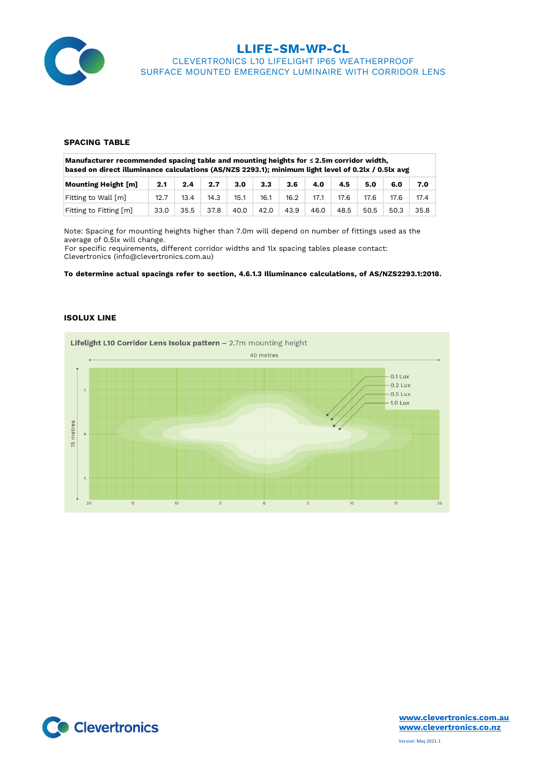# LLIFE-SM-WP-CL

## CLEVERTRONICS L10 LIFELIGHT IP65 WEATHERPROOF SURFACE MOUNTED EMERGENCY LUMINAIRE WITH CORRIDOR LENS

### SPACING TABLE

**Manufacturer recommended spacing table and mounting heights for ≤ 2.5m corridor width, based on direct illuminance calculations (AS/NZS 2293.1); minimum light level of 0.2lx / 0.5lx avg**

| Mounting Height [m] | 2.1 | 2.4 | 2.7 | 3.0 | 3.3 | 3.6 | 4.0 | 4.5 | 5.0 | 6.0 | 7.0 |
|---|---|---|---|---|---|---|---|---|---|---|---|
| Fitting to Wall [m] | 12.7 | 13.4 | 14.3 | 15.1 | 16.1 | 16.2 | 17.1 | 17.6 | 17.6 | 17.6 | 17.4 |
| Fitting to Fitting [m] | 33.0 | 35.5 | 37.8 | 40.0 | 42.0 | 43.9 | 46.0 | 48.5 | 50.5 | 50.3 | 35.8 |

Note: Spacing for mounting heights higher than 7.0m will depend on number of fittings used as the average of 0.5lx will change.
For specific requirements, different corridor widths and 1lx spacing tables please contact: Clevertronics (info@clevertronics.com.au)

**To determine actual spacings refer to section, 4.6.1.3 Illuminance calculations, of AS/NZS2293.1:2018.**

### ISOLUX LINE

**Lifelight L10 Corridor Lens Isolux pattern –** 2.7m mounting height

40 metres

15 metres

0.1 Lux
0.2 Lux
0.5 Lux
1.0 Lux

5
0
5

20 15 10 5 0 5 10 15 20

www.clevertronics.com.au
www.clevertronics.co.nz

Version: May 2021-1